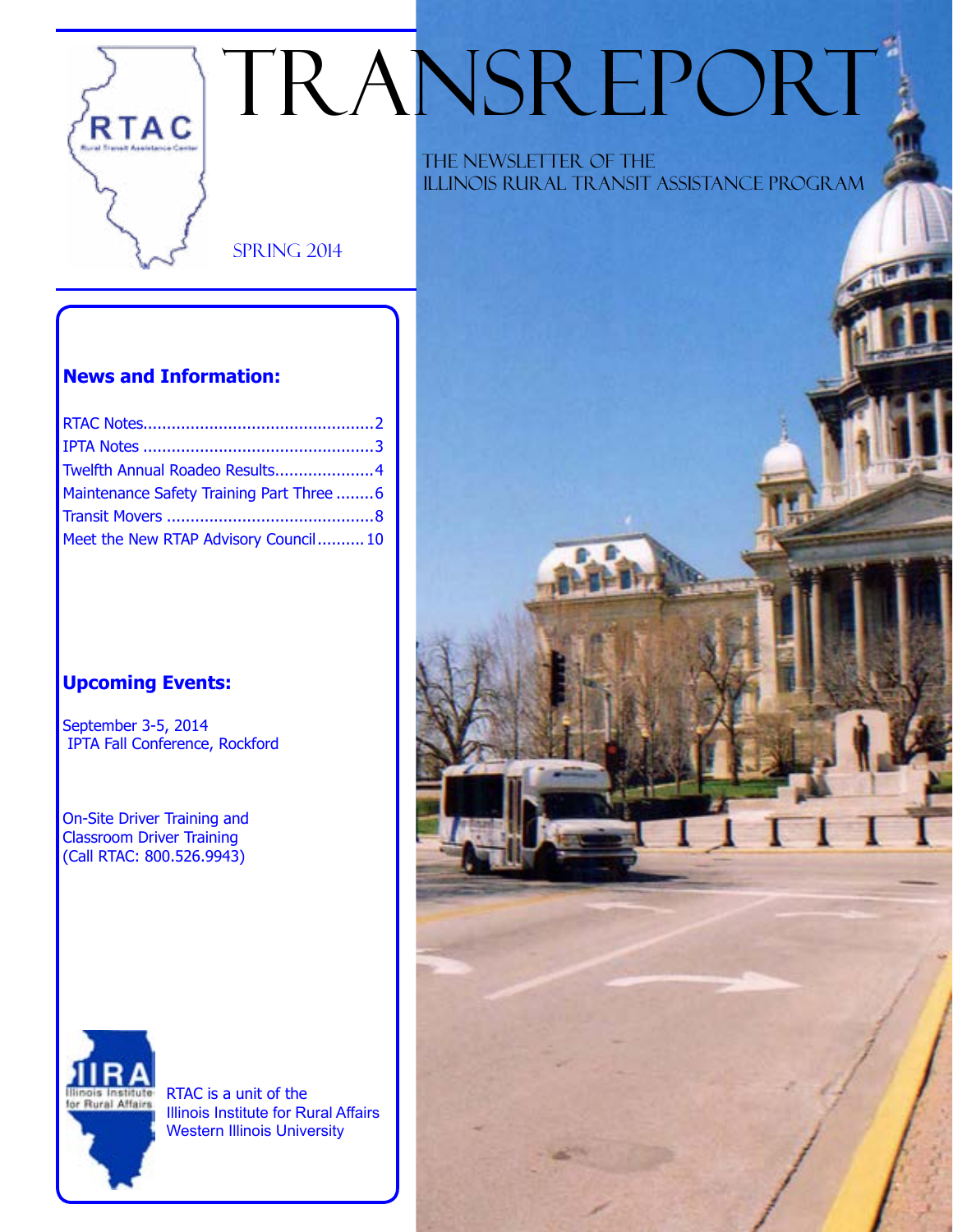# TRANSREPORT

THE NEWSLETTER OF THE
ILLINOIS RURAL TRANSIT ASSISTANCE PROGRAM

RTAC
Rural Transit Assistance Center

SPRING 2014

## News and Information:

RTAC Notes....................2
IPTA Notes....................3
Twelfth Annual Roadeo Results....................4
Maintenance Safety Training Part Three........6
Transit Movers....................8
Meet the New RTAP Advisory Council..........10

## Upcoming Events:

September 3-5, 2014
IPTA Fall Conference, Rockford

On-Site Driver Training and
Classroom Driver Training
(Call RTAC: 800.526.9943)

IIRA
Illinois Institute for Rural Affairs

RTAC is a unit of the
Illinois Institute for Rural Affairs
Western Illinois University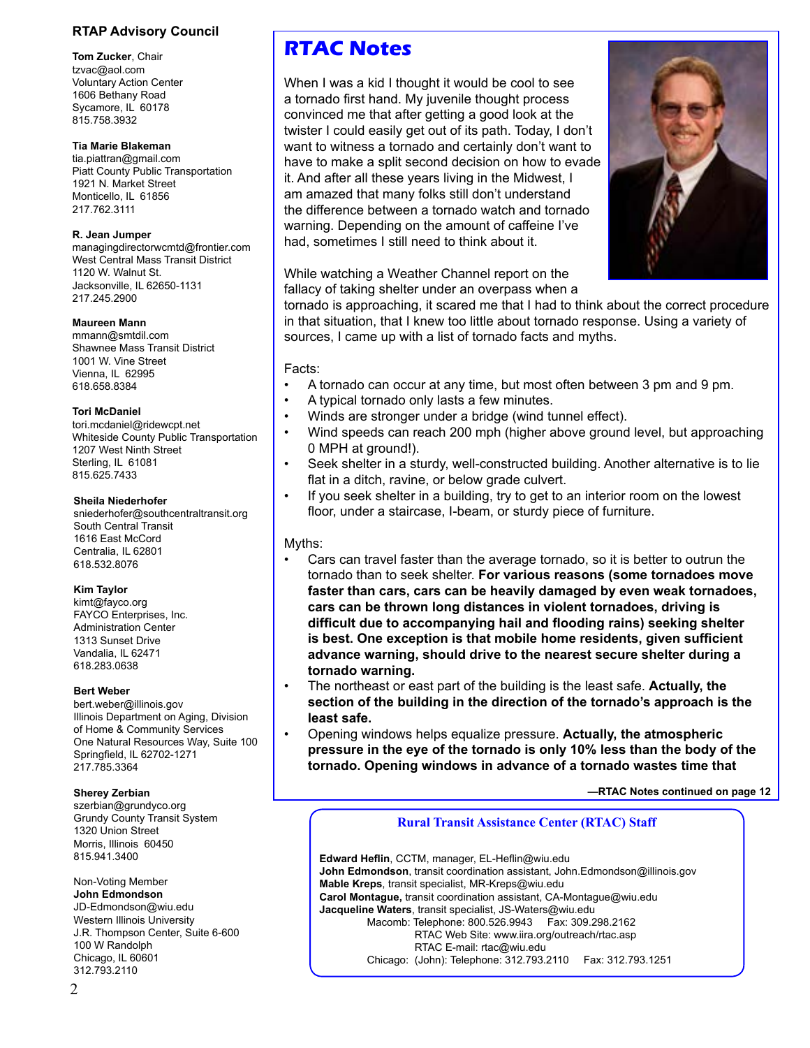## RTAP Advisory Council

**Tom Zucker**, Chair
tzvac@aol.com
Voluntary Action Center
1606 Bethany Road
Sycamore, IL 60178
815.758.3932

**Tia Marie Blakeman**
tia.piattran@gmail.com
Piatt County Public Transportation
1921 N. Market Street
Monticello, IL 61856
217.762.3111

**R. Jean Jumper**
managingdirectorwcmtd@frontier.com
West Central Mass Transit District
1120 W. Walnut St.
Jacksonville, IL 62650-1131
217.245.2900

**Maureen Mann**
mmann@smtdil.com
Shawnee Mass Transit District
1001 W. Vine Street
Vienna, IL 62995
618.658.8384

**Tori McDaniel**
tori.mcdaniel@ridewcpt.net
Whiteside County Public Transportation
1207 West Ninth Street
Sterling, IL 61081
815.625.7433

**Sheila Niederhofer**
sniederhofer@southcentraltransit.org
South Central Transit
1616 East McCord
Centralia, IL 62801
618.532.8076

**Kim Taylor**
kimt@fayco.org
FAYCO Enterprises, Inc.
Administration Center
1313 Sunset Drive
Vandalia, IL 62471
618.283.0638

**Bert Weber**
bert.weber@illinois.gov
Illinois Department on Aging, Division of Home & Community Services
One Natural Resources Way, Suite 100
Springfield, IL 62702-1271
217.785.3364

**Sherey Zerbian**
szerbian@grundyco.org
Grundy County Transit System
1320 Union Street
Morris, Illinois 60450
815.941.3400

Non-Voting Member
**John Edmondson**
JD-Edmondson@wiu.edu
Western Illinois University
J.R. Thompson Center, Suite 6-600
100 W Randolph
Chicago, IL 60601
312.793.2110

# RTAC Notes

When I was a kid I thought it would be cool to see a tornado first hand. My juvenile thought process convinced me that after getting a good look at the twister I could easily get out of its path. Today, I don't want to witness a tornado and certainly don't want to have to make a split second decision on how to evade it. And after all these years living in the Midwest, I am amazed that many folks still don't understand the difference between a tornado watch and tornado warning. Depending on the amount of caffeine I've had, sometimes I still need to think about it.

While watching a Weather Channel report on the fallacy of taking shelter under an overpass when a tornado is approaching, it scared me that I had to think about the correct procedure in that situation, that I knew too little about tornado response. Using a variety of sources, I came up with a list of tornado facts and myths.

Facts:

- A tornado can occur at any time, but most often between 3 pm and 9 pm.
- A typical tornado only lasts a few minutes.
- Winds are stronger under a bridge (wind tunnel effect).
- Wind speeds can reach 200 mph (higher above ground level, but approaching 0 MPH at ground!).
- Seek shelter in a sturdy, well-constructed building. Another alternative is to lie flat in a ditch, ravine, or below grade culvert.
- If you seek shelter in a building, try to get to an interior room on the lowest floor, under a staircase, I-beam, or sturdy piece of furniture.

Myths:

- Cars can travel faster than the average tornado, so it is better to outrun the tornado than to seek shelter. **For various reasons (some tornadoes move faster than cars, cars can be heavily damaged by even weak tornadoes, cars can be thrown long distances in violent tornadoes, driving is difficult due to accompanying hail and flooding rains) seeking shelter is best. One exception is that mobile home residents, given sufficient advance warning, should drive to the nearest secure shelter during a tornado warning.**
- The northeast or east part of the building is the least safe. **Actually, the section of the building in the direction of the tornado's approach is the least safe.**
- Opening windows helps equalize pressure. **Actually, the atmospheric pressure in the eye of the tornado is only 10% less than the body of the tornado. Opening windows in advance of a tornado wastes time that**

**—RTAC Notes continued on page 12**

### Rural Transit Assistance Center (RTAC) Staff

**Edward Heflin**, CCTM, manager, EL-Heflin@wiu.edu
**John Edmondson**, transit coordination assistant, John.Edmondson@illinois.gov
**Mable Kreps**, transit specialist, MR-Kreps@wiu.edu
**Carol Montague,** transit coordination assistant, CA-Montague@wiu.edu
**Jacqueline Waters**, transit specialist, JS-Waters@wiu.edu
Macomb: Telephone: 800.526.9943 Fax: 309.298.2162
RTAC Web Site: www.iira.org/outreach/rtac.asp
RTAC E-mail: rtac@wiu.edu
Chicago: (John): Telephone: 312.793.2110 Fax: 312.793.1251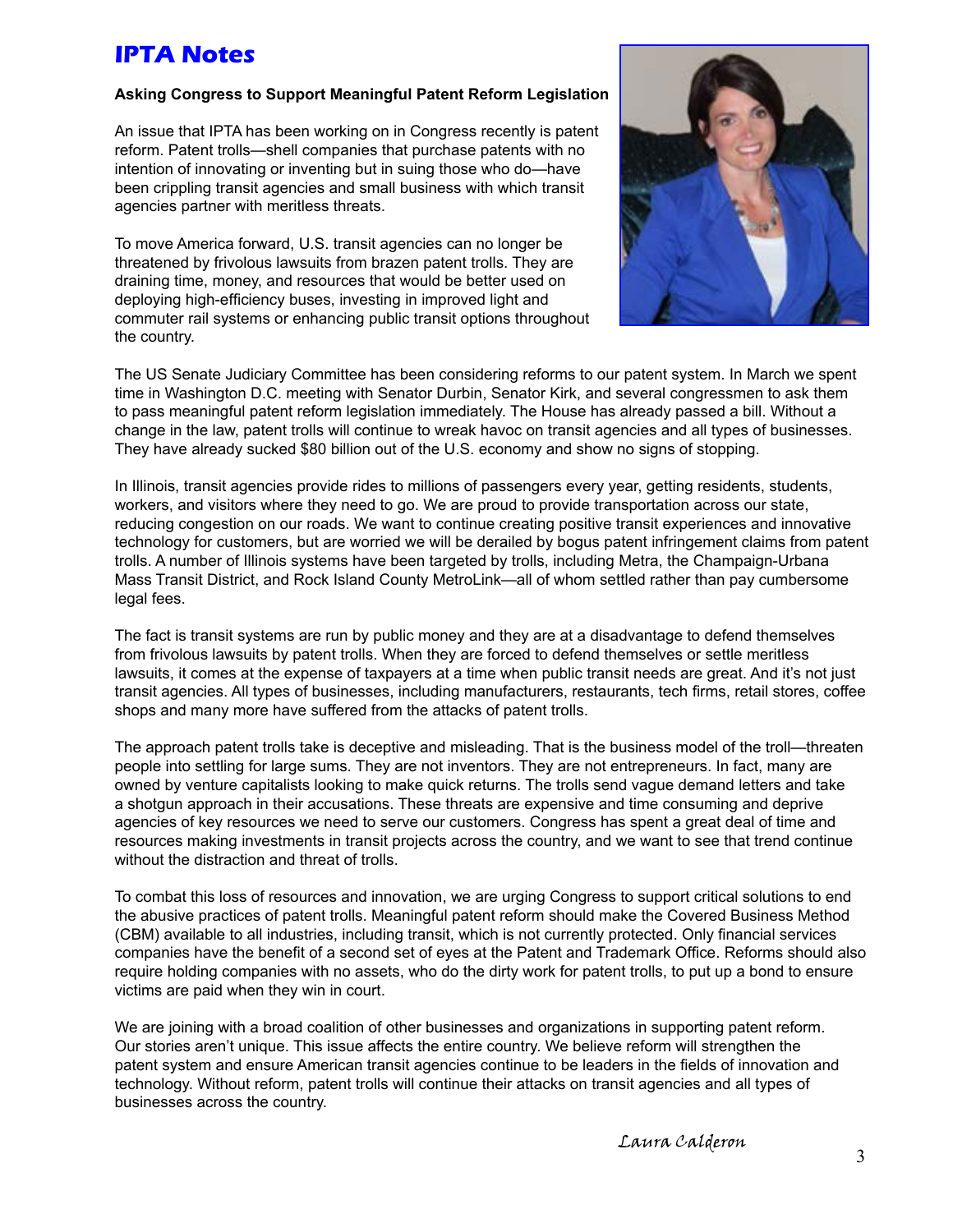# IPTA Notes

**Asking Congress to Support Meaningful Patent Reform Legislation**

An issue that IPTA has been working on in Congress recently is patent reform. Patent trolls—shell companies that purchase patents with no intention of innovating or inventing but in suing those who do—have been crippling transit agencies and small business with which transit agencies partner with meritless threats.

To move America forward, U.S. transit agencies can no longer be threatened by frivolous lawsuits from brazen patent trolls. They are draining time, money, and resources that would be better used on deploying high-efficiency buses, investing in improved light and commuter rail systems or enhancing public transit options throughout the country.

The US Senate Judiciary Committee has been considering reforms to our patent system. In March we spent time in Washington D.C. meeting with Senator Durbin, Senator Kirk, and several congressmen to ask them to pass meaningful patent reform legislation immediately. The House has already passed a bill. Without a change in the law, patent trolls will continue to wreak havoc on transit agencies and all types of businesses. They have already sucked $80 billion out of the U.S. economy and show no signs of stopping.

In Illinois, transit agencies provide rides to millions of passengers every year, getting residents, students, workers, and visitors where they need to go. We are proud to provide transportation across our state, reducing congestion on our roads. We want to continue creating positive transit experiences and innovative technology for customers, but are worried we will be derailed by bogus patent infringement claims from patent trolls. A number of Illinois systems have been targeted by trolls, including Metra, the Champaign-Urbana Mass Transit District, and Rock Island County MetroLink—all of whom settled rather than pay cumbersome legal fees.

The fact is transit systems are run by public money and they are at a disadvantage to defend themselves from frivolous lawsuits by patent trolls. When they are forced to defend themselves or settle meritless lawsuits, it comes at the expense of taxpayers at a time when public transit needs are great. And it's not just transit agencies. All types of businesses, including manufacturers, restaurants, tech firms, retail stores, coffee shops and many more have suffered from the attacks of patent trolls.

The approach patent trolls take is deceptive and misleading. That is the business model of the troll—threaten people into settling for large sums. They are not inventors. They are not entrepreneurs. In fact, many are owned by venture capitalists looking to make quick returns. The trolls send vague demand letters and take a shotgun approach in their accusations. These threats are expensive and time consuming and deprive agencies of key resources we need to serve our customers. Congress has spent a great deal of time and resources making investments in transit projects across the country, and we want to see that trend continue without the distraction and threat of trolls.

To combat this loss of resources and innovation, we are urging Congress to support critical solutions to end the abusive practices of patent trolls. Meaningful patent reform should make the Covered Business Method (CBM) available to all industries, including transit, which is not currently protected. Only financial services companies have the benefit of a second set of eyes at the Patent and Trademark Office. Reforms should also require holding companies with no assets, who do the dirty work for patent trolls, to put up a bond to ensure victims are paid when they win in court.

We are joining with a broad coalition of other businesses and organizations in supporting patent reform. Our stories aren't unique. This issue affects the entire country. We believe reform will strengthen the patent system and ensure American transit agencies continue to be leaders in the fields of innovation and technology. Without reform, patent trolls will continue their attacks on transit agencies and all types of businesses across the country.

*Laura Calderon*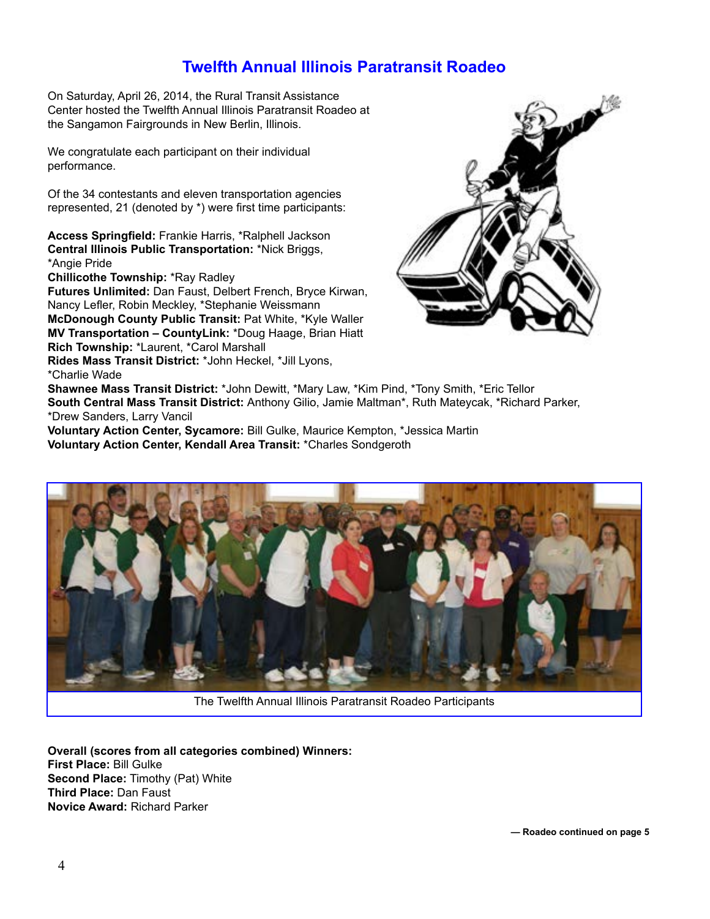# Twelfth Annual Illinois Paratransit Roadeo

On Saturday, April 26, 2014, the Rural Transit Assistance Center hosted the Twelfth Annual Illinois Paratransit Roadeo at the Sangamon Fairgrounds in New Berlin, Illinois.

We congratulate each participant on their individual performance.

Of the 34 contestants and eleven transportation agencies represented, 21 (denoted by *) were first time participants:

**Access Springfield:** Frankie Harris, *Ralphell Jackson
**Central Illinois Public Transportation:** *Nick Briggs, *Angie Pride
**Chillicothe Township:** *Ray Radley
**Futures Unlimited:** Dan Faust, Delbert French, Bryce Kirwan, Nancy Lefler, Robin Meckley, *Stephanie Weissmann
**McDonough County Public Transit:** Pat White, *Kyle Waller
**MV Transportation – CountyLink:** *Doug Haage, Brian Hiatt
**Rich Township:** *Laurent, *Carol Marshall
**Rides Mass Transit District:** *John Heckel, *Jill Lyons, *Charlie Wade
**Shawnee Mass Transit District:** *John Dewitt, *Mary Law, *Kim Pind, *Tony Smith, *Eric Tellor
**South Central Mass Transit District:** Anthony Gilio, Jamie Maltman*, Ruth Mateycak, *Richard Parker, *Drew Sanders, Larry Vancil
**Voluntary Action Center, Sycamore:** Bill Gulke, Maurice Kempton, *Jessica Martin
**Voluntary Action Center, Kendall Area Transit:** *Charles Sondgeroth

The Twelfth Annual Illinois Paratransit Roadeo Participants

**Overall (scores from all categories combined) Winners:**
**First Place:** Bill Gulke
**Second Place:** Timothy (Pat) White
**Third Place:** Dan Faust
**Novice Award:** Richard Parker

**— Roadeo continued on page 5**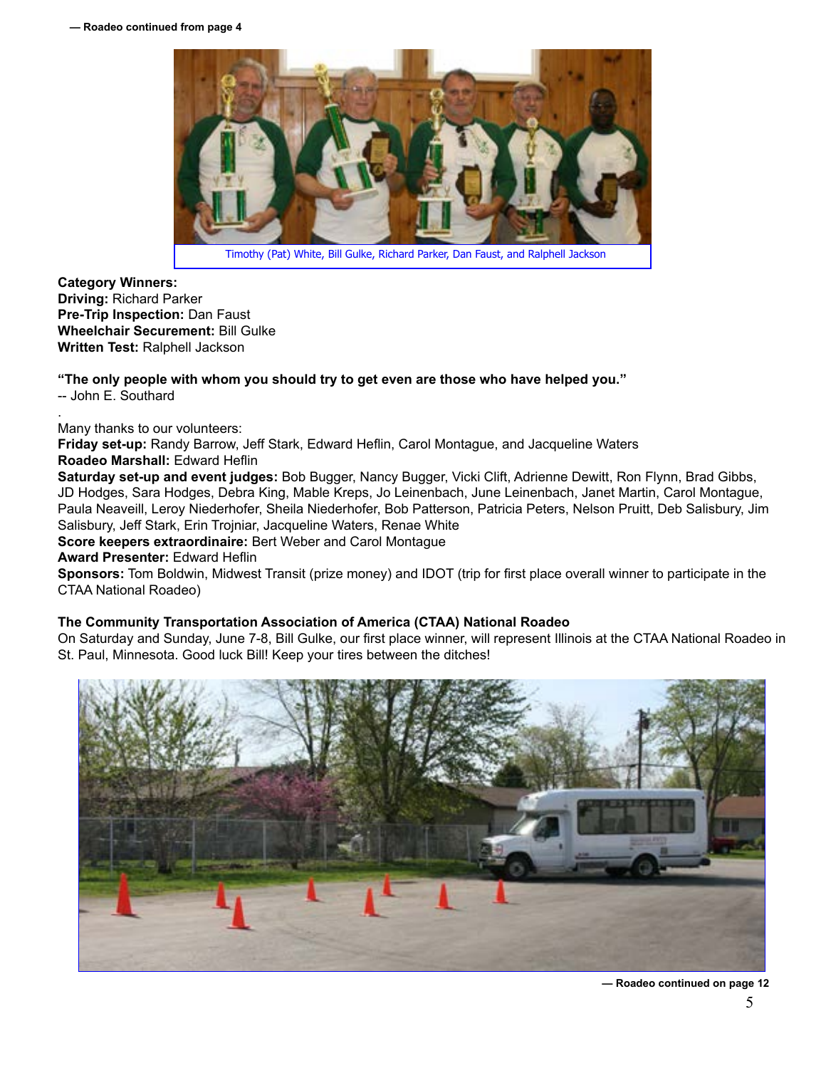**— Roadeo continued from page 4**

Timothy (Pat) White, Bill Gulke, Richard Parker, Dan Faust, and Ralphell Jackson

**Category Winners:**
**Driving:** Richard Parker
**Pre-Trip Inspection:** Dan Faust
**Wheelchair Securement:** Bill Gulke
**Written Test:** Ralphell Jackson

**"The only people with whom you should try to get even are those who have helped you."**
-- John E. Southard

Many thanks to our volunteers:
**Friday set-up:** Randy Barrow, Jeff Stark, Edward Heflin, Carol Montague, and Jacqueline Waters
**Roadeo Marshall:** Edward Heflin
**Saturday set-up and event judges:** Bob Bugger, Nancy Bugger, Vicki Clift, Adrienne Dewitt, Ron Flynn, Brad Gibbs, JD Hodges, Sara Hodges, Debra King, Mable Kreps, Jo Leinenbach, June Leinenbach, Janet Martin, Carol Montague, Paula Neaveill, Leroy Niederhofer, Sheila Niederhofer, Bob Patterson, Patricia Peters, Nelson Pruitt, Deb Salisbury, Jim Salisbury, Jeff Stark, Erin Trojniar, Jacqueline Waters, Renae White
**Score keepers extraordinaire:** Bert Weber and Carol Montague
**Award Presenter:** Edward Heflin
**Sponsors:** Tom Boldwin, Midwest Transit (prize money) and IDOT (trip for first place overall winner to participate in the CTAA National Roadeo)

**The Community Transportation Association of America (CTAA) National Roadeo**
On Saturday and Sunday, June 7-8, Bill Gulke, our first place winner, will represent Illinois at the CTAA National Roadeo in St. Paul, Minnesota. Good luck Bill! Keep your tires between the ditches!

**— Roadeo continued on page 12**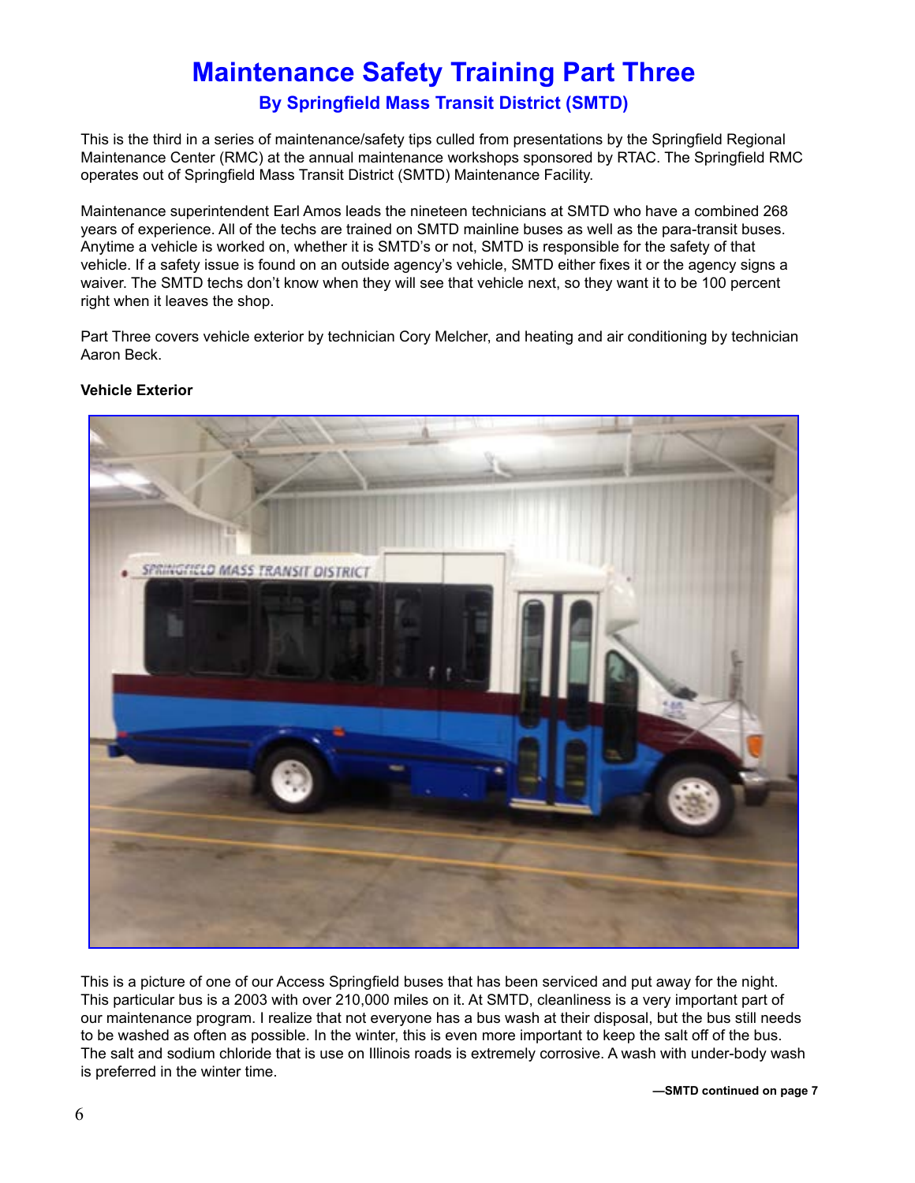# Maintenance Safety Training Part Three

## By Springfield Mass Transit District (SMTD)

This is the third in a series of maintenance/safety tips culled from presentations by the Springfield Regional Maintenance Center (RMC) at the annual maintenance workshops sponsored by RTAC. The Springfield RMC operates out of Springfield Mass Transit District (SMTD) Maintenance Facility.

Maintenance superintendent Earl Amos leads the nineteen technicians at SMTD who have a combined 268 years of experience. All of the techs are trained on SMTD mainline buses as well as the para-transit buses. Anytime a vehicle is worked on, whether it is SMTD's or not, SMTD is responsible for the safety of that vehicle. If a safety issue is found on an outside agency's vehicle, SMTD either fixes it or the agency signs a waiver. The SMTD techs don't know when they will see that vehicle next, so they want it to be 100 percent right when it leaves the shop.

Part Three covers vehicle exterior by technician Cory Melcher, and heating and air conditioning by technician Aaron Beck.

**Vehicle Exterior**

This is a picture of one of our Access Springfield buses that has been serviced and put away for the night. This particular bus is a 2003 with over 210,000 miles on it. At SMTD, cleanliness is a very important part of our maintenance program. I realize that not everyone has a bus wash at their disposal, but the bus still needs to be washed as often as possible. In the winter, this is even more important to keep the salt off of the bus. The salt and sodium chloride that is use on Illinois roads is extremely corrosive. A wash with under-body wash is preferred in the winter time.

**—SMTD continued on page 7**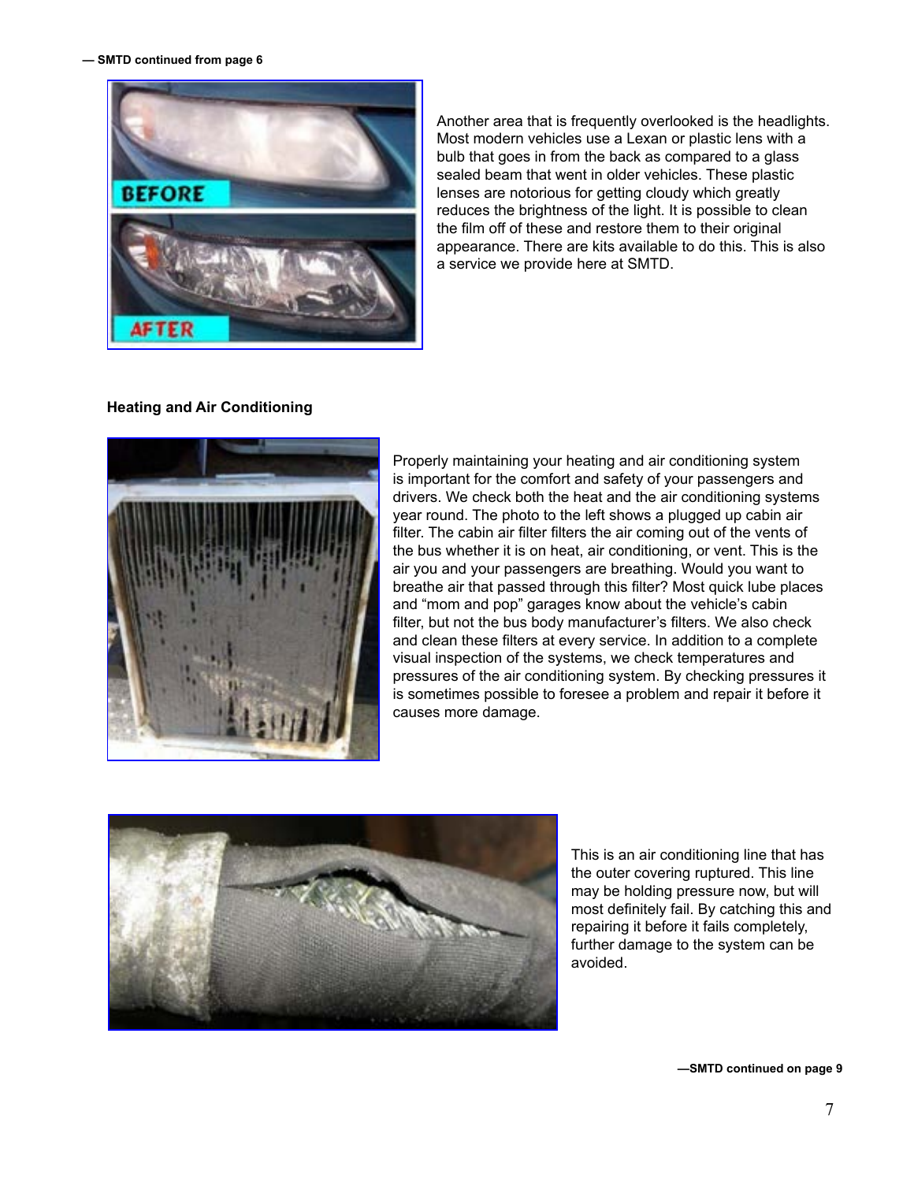— SMTD continued from page 6

Another area that is frequently overlooked is the headlights. Most modern vehicles use a Lexan or plastic lens with a bulb that goes in from the back as compared to a glass sealed beam that went in older vehicles. These plastic lenses are notorious for getting cloudy which greatly reduces the brightness of the light. It is possible to clean the film off of these and restore them to their original appearance. There are kits available to do this. This is also a service we provide here at SMTD.

**Heating and Air Conditioning**

Properly maintaining your heating and air conditioning system is important for the comfort and safety of your passengers and drivers. We check both the heat and the air conditioning systems year round. The photo to the left shows a plugged up cabin air filter. The cabin air filter filters the air coming out of the vents of the bus whether it is on heat, air conditioning, or vent. This is the air you and your passengers are breathing. Would you want to breathe air that passed through this filter? Most quick lube places and "mom and pop" garages know about the vehicle's cabin filter, but not the bus body manufacturer's filters. We also check and clean these filters at every service. In addition to a complete visual inspection of the systems, we check temperatures and pressures of the air conditioning system. By checking pressures it is sometimes possible to foresee a problem and repair it before it causes more damage.

This is an air conditioning line that has the outer covering ruptured. This line may be holding pressure now, but will most definitely fail. By catching this and repairing it before it fails completely, further damage to the system can be avoided.

—SMTD continued on page 9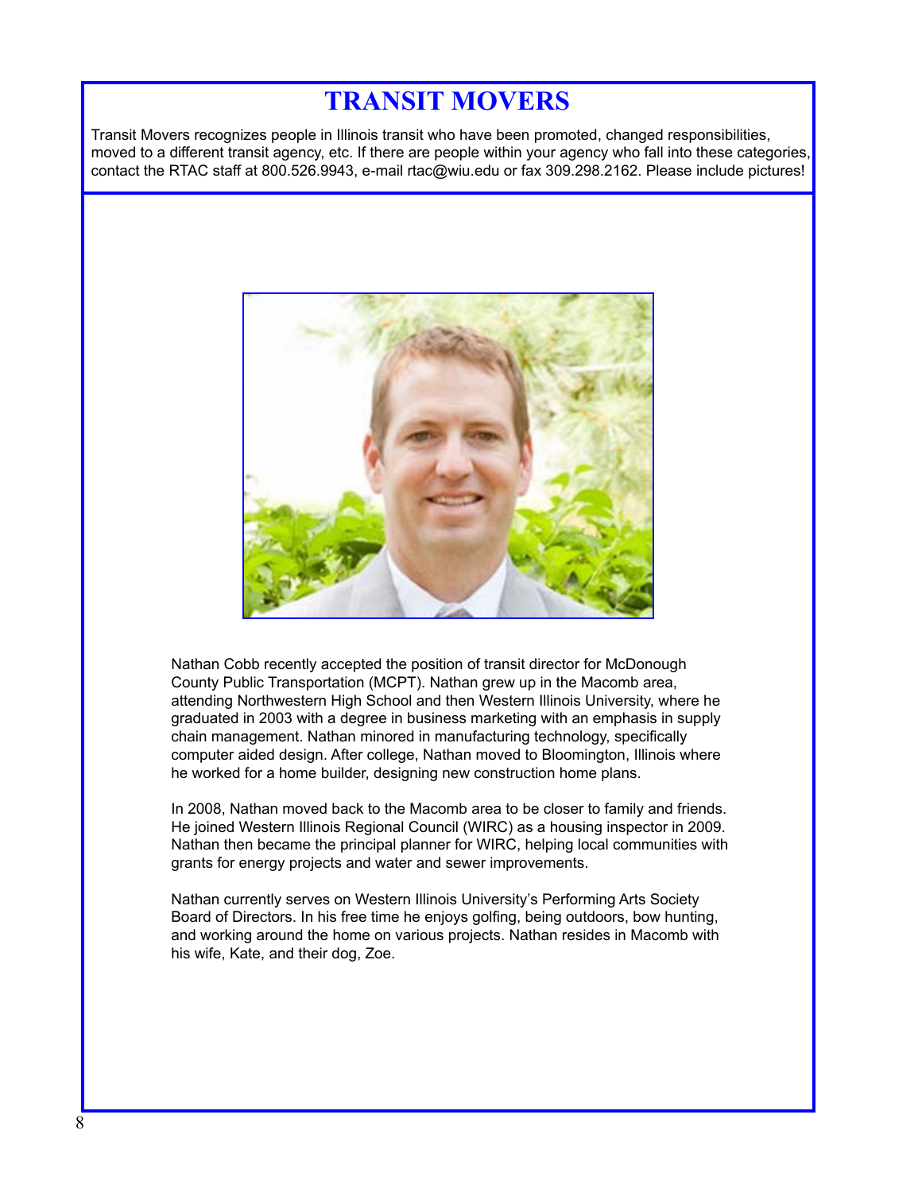# TRANSIT MOVERS

Transit Movers recognizes people in Illinois transit who have been promoted, changed responsibilities, moved to a different transit agency, etc. If there are people within your agency who fall into these categories, contact the RTAC staff at 800.526.9943, e-mail rtac@wiu.edu or fax 309.298.2162. Please include pictures!

Nathan Cobb recently accepted the position of transit director for McDonough County Public Transportation (MCPT). Nathan grew up in the Macomb area, attending Northwestern High School and then Western Illinois University, where he graduated in 2003 with a degree in business marketing with an emphasis in supply chain management. Nathan minored in manufacturing technology, specifically computer aided design. After college, Nathan moved to Bloomington, Illinois where he worked for a home builder, designing new construction home plans.

In 2008, Nathan moved back to the Macomb area to be closer to family and friends. He joined Western Illinois Regional Council (WIRC) as a housing inspector in 2009. Nathan then became the principal planner for WIRC, helping local communities with grants for energy projects and water and sewer improvements.

Nathan currently serves on Western Illinois University's Performing Arts Society Board of Directors. In his free time he enjoys golfing, being outdoors, bow hunting, and working around the home on various projects. Nathan resides in Macomb with his wife, Kate, and their dog, Zoe.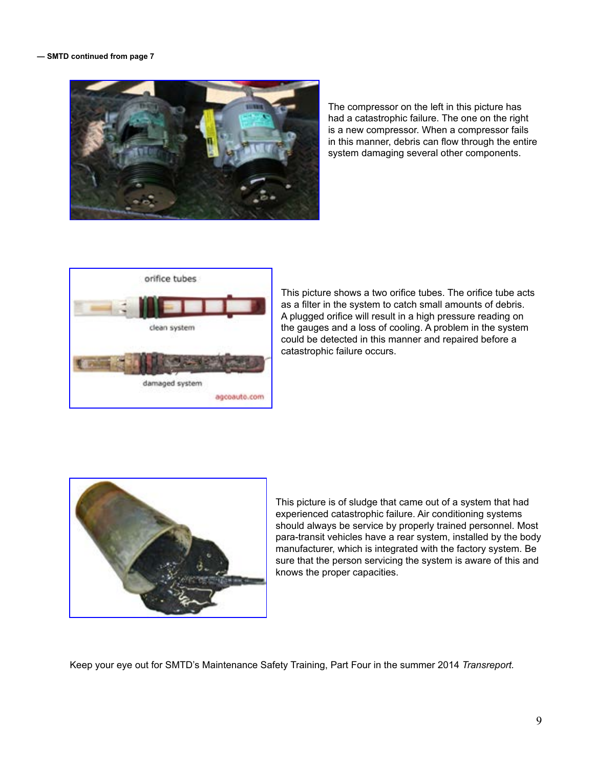**— SMTD continued from page 7**

The compressor on the left in this picture has had a catastrophic failure. The one on the right is a new compressor. When a compressor fails in this manner, debris can flow through the entire system damaging several other components.

This picture shows a two orifice tubes. The orifice tube acts as a filter in the system to catch small amounts of debris. A plugged orifice will result in a high pressure reading on the gauges and a loss of cooling. A problem in the system could be detected in this manner and repaired before a catastrophic failure occurs.

This picture is of sludge that came out of a system that had experienced catastrophic failure. Air conditioning systems should always be service by properly trained personnel. Most para-transit vehicles have a rear system, installed by the body manufacturer, which is integrated with the factory system. Be sure that the person servicing the system is aware of this and knows the proper capacities.

Keep your eye out for SMTD's Maintenance Safety Training, Part Four in the summer 2014 *Transreport.*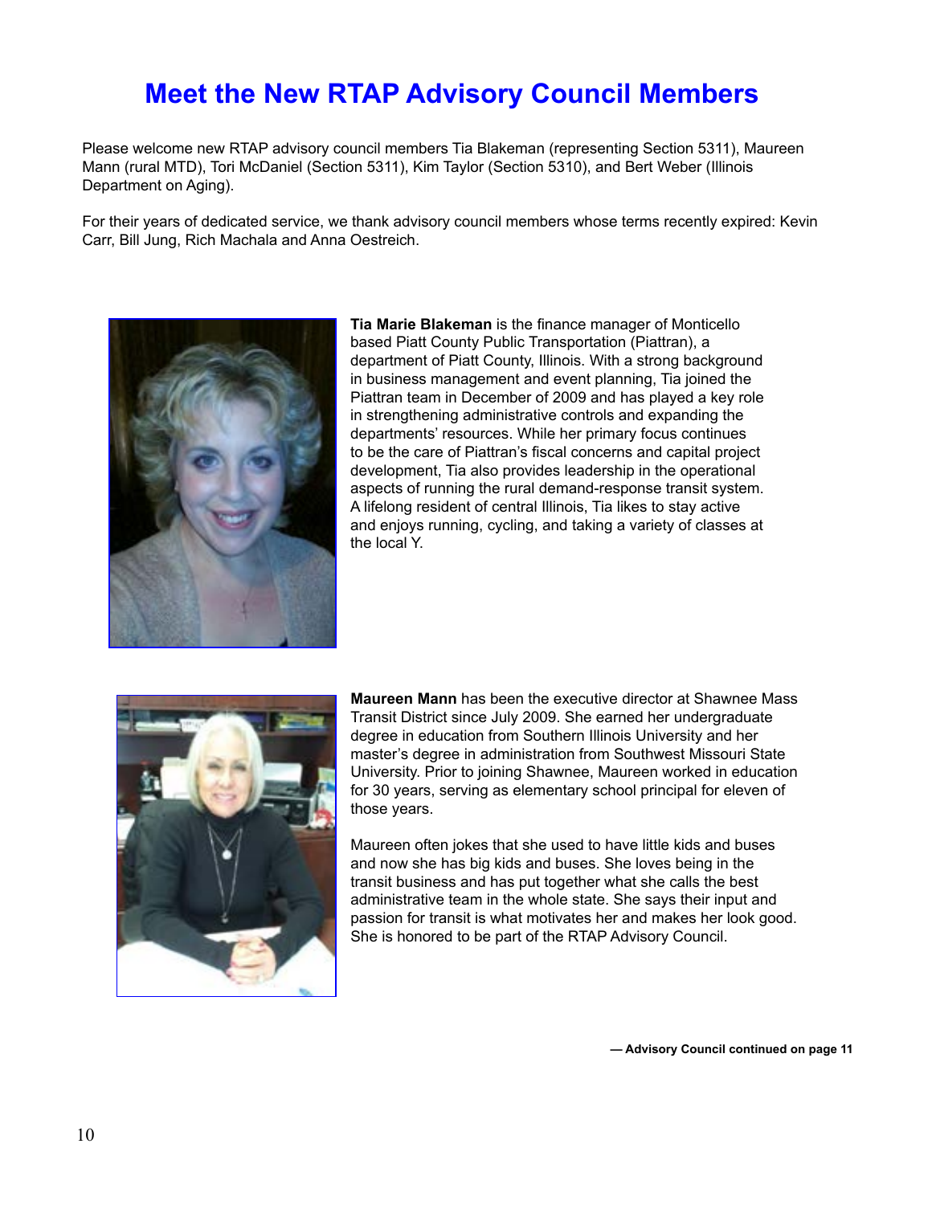# Meet the New RTAP Advisory Council Members

Please welcome new RTAP advisory council members Tia Blakeman (representing Section 5311), Maureen Mann (rural MTD), Tori McDaniel (Section 5311), Kim Taylor (Section 5310), and Bert Weber (Illinois Department on Aging).

For their years of dedicated service, we thank advisory council members whose terms recently expired: Kevin Carr, Bill Jung, Rich Machala and Anna Oestreich.

**Tia Marie Blakeman** is the finance manager of Monticello based Piatt County Public Transportation (Piattran), a department of Piatt County, Illinois. With a strong background in business management and event planning, Tia joined the Piattran team in December of 2009 and has played a key role in strengthening administrative controls and expanding the departments' resources. While her primary focus continues to be the care of Piattran's fiscal concerns and capital project development, Tia also provides leadership in the operational aspects of running the rural demand-response transit system. A lifelong resident of central Illinois, Tia likes to stay active and enjoys running, cycling, and taking a variety of classes at the local Y.

**Maureen Mann** has been the executive director at Shawnee Mass Transit District since July 2009. She earned her undergraduate degree in education from Southern Illinois University and her master's degree in administration from Southwest Missouri State University. Prior to joining Shawnee, Maureen worked in education for 30 years, serving as elementary school principal for eleven of those years.

Maureen often jokes that she used to have little kids and buses and now she has big kids and buses. She loves being in the transit business and has put together what she calls the best administrative team in the whole state. She says their input and passion for transit is what motivates her and makes her look good. She is honored to be part of the RTAP Advisory Council.

**— Advisory Council continued on page 11**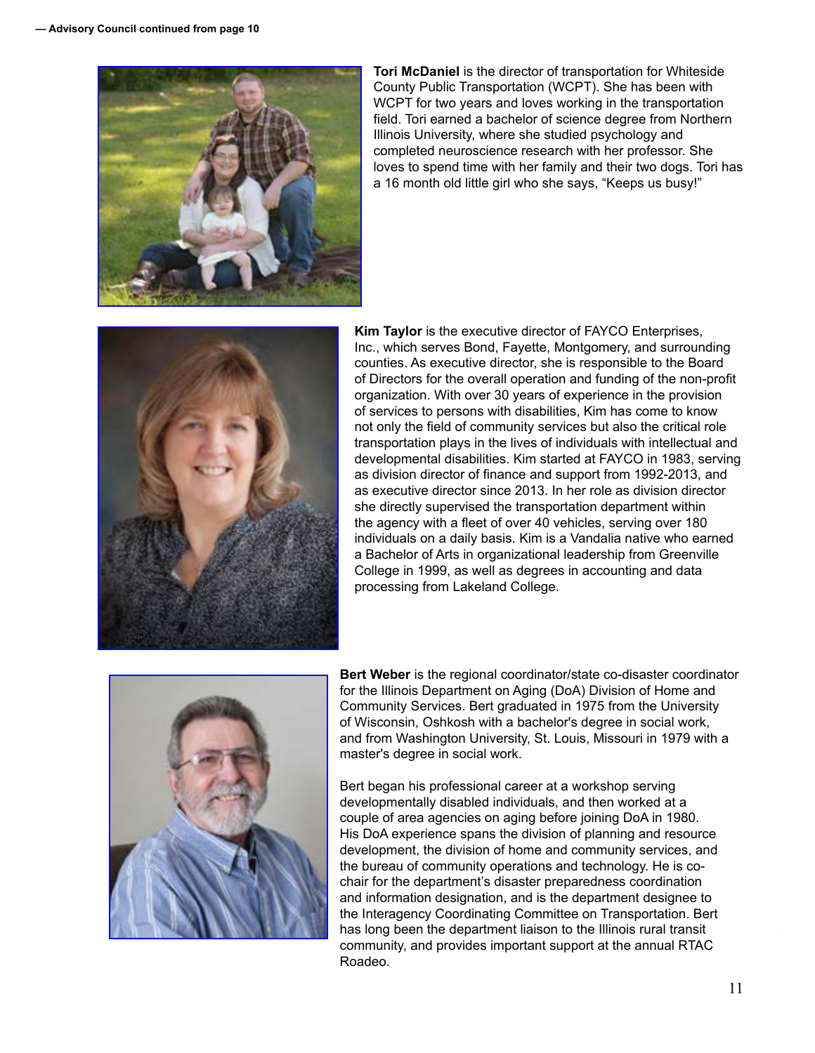— Advisory Council continued from page 10

**Tori McDaniel** is the director of transportation for Whiteside County Public Transportation (WCPT). She has been with WCPT for two years and loves working in the transportation field. Tori earned a bachelor of science degree from Northern Illinois University, where she studied psychology and completed neuroscience research with her professor. She loves to spend time with her family and their two dogs. Tori has a 16 month old little girl who she says, "Keeps us busy!"

**Kim Taylor** is the executive director of FAYCO Enterprises, Inc., which serves Bond, Fayette, Montgomery, and surrounding counties. As executive director, she is responsible to the Board of Directors for the overall operation and funding of the non-profit organization. With over 30 years of experience in the provision of services to persons with disabilities, Kim has come to know not only the field of community services but also the critical role transportation plays in the lives of individuals with intellectual and developmental disabilities. Kim started at FAYCO in 1983, serving as division director of finance and support from 1992-2013, and as executive director since 2013. In her role as division director she directly supervised the transportation department within the agency with a fleet of over 40 vehicles, serving over 180 individuals on a daily basis. Kim is a Vandalia native who earned a Bachelor of Arts in organizational leadership from Greenville College in 1999, as well as degrees in accounting and data processing from Lakeland College.

**Bert Weber** is the regional coordinator/state co-disaster coordinator for the Illinois Department on Aging (DoA) Division of Home and Community Services. Bert graduated in 1975 from the University of Wisconsin, Oshkosh with a bachelor's degree in social work, and from Washington University, St. Louis, Missouri in 1979 with a master's degree in social work.

Bert began his professional career at a workshop serving developmentally disabled individuals, and then worked at a couple of area agencies on aging before joining DoA in 1980. His DoA experience spans the division of planning and resource development, the division of home and community services, and the bureau of community operations and technology. He is co-chair for the department's disaster preparedness coordination and information designation, and is the department designee to the Interagency Coordinating Committee on Transportation. Bert has long been the department liaison to the Illinois rural transit community, and provides important support at the annual RTAC Roadeo.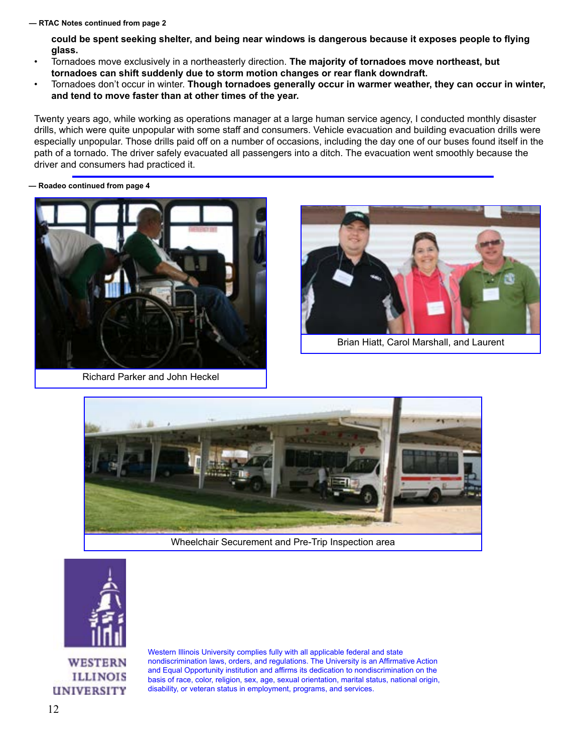**— RTAC Notes continued from page 2**

**could be spent seeking shelter, and being near windows is dangerous because it exposes people to flying glass.**

- Tornadoes move exclusively in a northeasterly direction. **The majority of tornadoes move northeast, but tornadoes can shift suddenly due to storm motion changes or rear flank downdraft.**
- Tornadoes don't occur in winter. **Though tornadoes generally occur in warmer weather, they can occur in winter, and tend to move faster than at other times of the year.**

Twenty years ago, while working as operations manager at a large human service agency, I conducted monthly disaster drills, which were quite unpopular with some staff and consumers. Vehicle evacuation and building evacuation drills were especially unpopular. Those drills paid off on a number of occasions, including the day one of our buses found itself in the path of a tornado. The driver safely evacuated all passengers into a ditch. The evacuation went smoothly because the driver and consumers had practiced it.

**— Roadeo continued from page 4**

Richard Parker and John Heckel

Brian Hiatt, Carol Marshall, and Laurent

Wheelchair Securement and Pre-Trip Inspection area

WESTERN ILLINOIS UNIVERSITY

Western Illinois University complies fully with all applicable federal and state nondiscrimination laws, orders, and regulations. The University is an Affirmative Action and Equal Opportunity institution and affirms its dedication to nondiscrimination on the basis of race, color, religion, sex, age, sexual orientation, marital status, national origin, disability, or veteran status in employment, programs, and services.